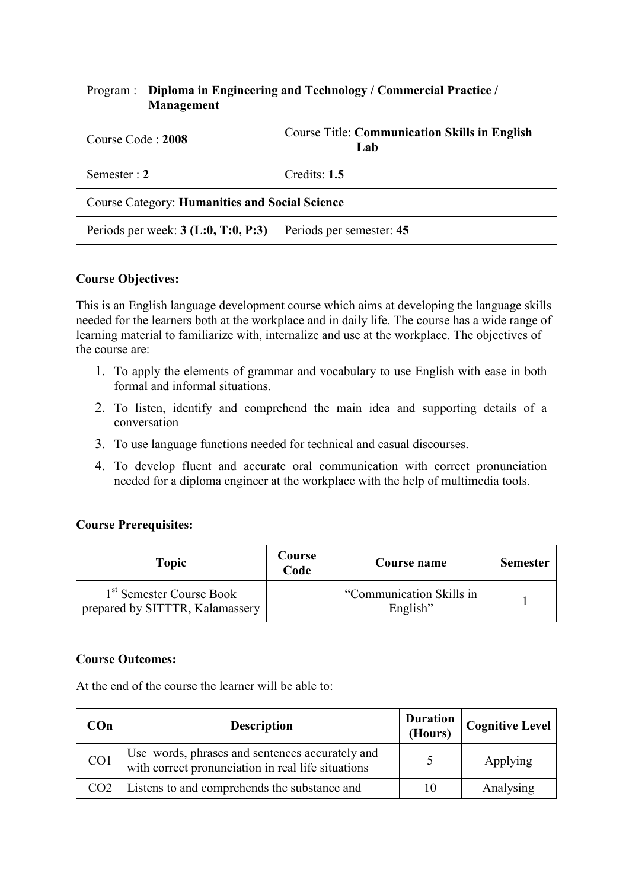| Program : **Diploma in Engineering and Technology / Commercial Practice / Management** | |
|---|---|
| Course Code : **2008** | Course Title: **Communication Skills in English Lab** |
| Semester : **2** | Credits: **1.5** |
| Course Category: **Humanities and Social Science** | |
| Periods per week: **3 (L:0, T:0, P:3)** | Periods per semester: **45** |

**Course Objectives:**

This is an English language development course which aims at developing the language skills needed for the learners both at the workplace and in daily life. The course has a wide range of learning material to familiarize with, internalize and use at the workplace. The objectives of the course are:

1. To apply the elements of grammar and vocabulary to use English with ease in both formal and informal situations.
2. To listen, identify and comprehend the main idea and supporting details of a conversation
3. To use language functions needed for technical and casual discourses.
4. To develop fluent and accurate oral communication with correct pronunciation needed for a diploma engineer at the workplace with the help of multimedia tools.

**Course Prerequisites:**

| Topic | Course Code | Course name | Semester |
|---|---|---|---|
| 1st Semester Course Book prepared by SITTTR, Kalamassery | | "Communication Skills in English" | 1 |

**Course Outcomes:**

At the end of the course the learner will be able to:

| COn | Description | Duration (Hours) | Cognitive Level |
|---|---|---|---|
| CO1 | Use words, phrases and sentences accurately and with correct pronunciation in real life situations | 5 | Applying |
| CO2 | Listens to and comprehends the substance and | 10 | Analysing |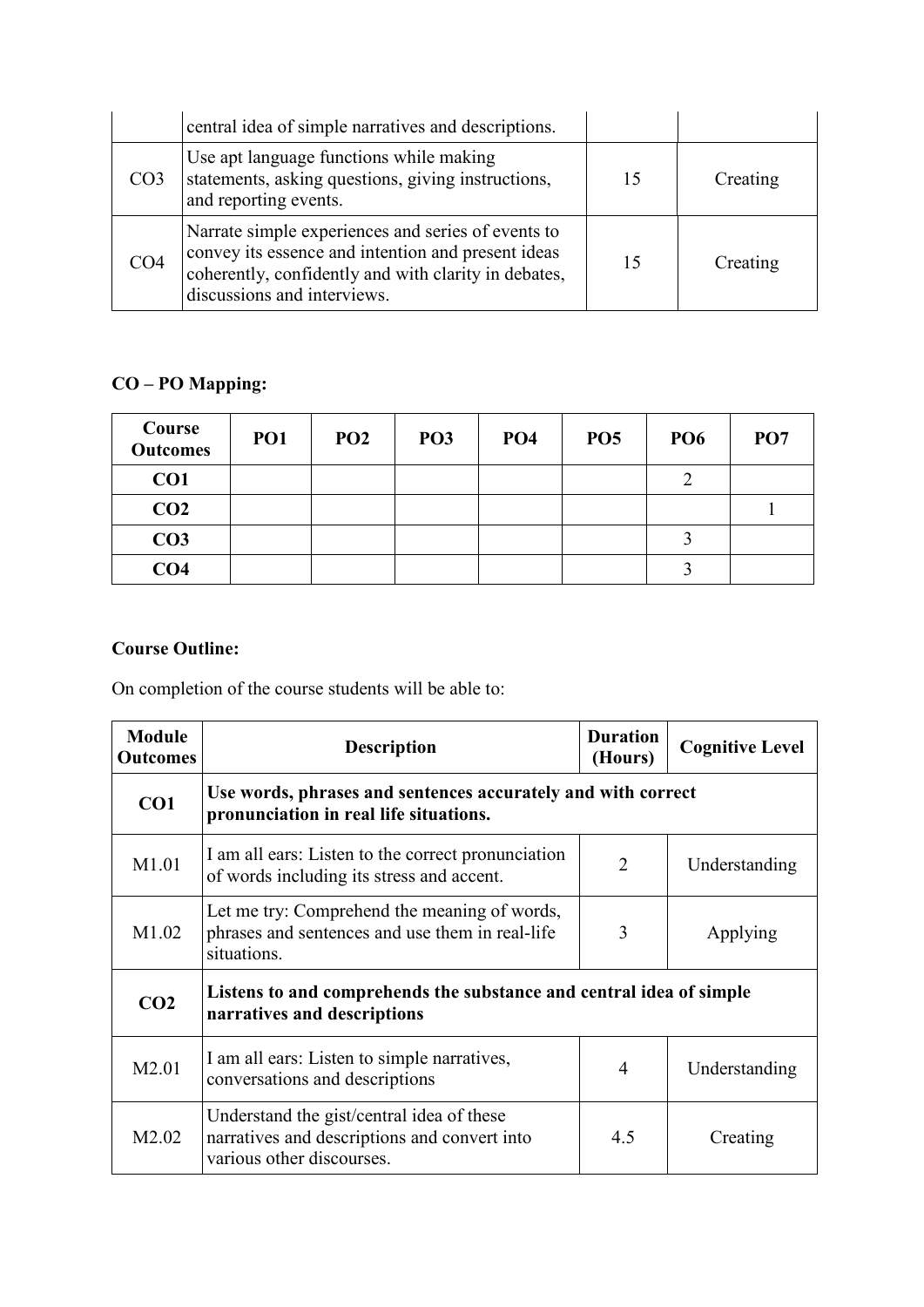| | | | |
|---|---|---|---|
| | central idea of simple narratives and descriptions. | | |
| CO3 | Use apt language functions while making statements, asking questions, giving instructions, and reporting events. | 15 | Creating |
| CO4 | Narrate simple experiences and series of events to convey its essence and intention and present ideas coherently, confidently and with clarity in debates, discussions and interviews. | 15 | Creating |

**CO – PO Mapping:**

| Course Outcomes | PO1 | PO2 | PO3 | PO4 | PO5 | PO6 | PO7 |
|---|---|---|---|---|---|---|---|
| **CO1** | | | | | | 2 | |
| **CO2** | | | | | | | 1 |
| **CO3** | | | | | | 3 | |
| **CO4** | | | | | | 3 | |

**Course Outline:**

On completion of the course students will be able to:

| Module Outcomes | Description | Duration (Hours) | Cognitive Level |
|---|---|---|---|
| **CO1** | **Use words, phrases and sentences accurately and with correct pronunciation in real life situations.** | | |
| M1.01 | I am all ears: Listen to the correct pronunciation of words including its stress and accent. | 2 | Understanding |
| M1.02 | Let me try: Comprehend the meaning of words, phrases and sentences and use them in real-life situations. | 3 | Applying |
| **CO2** | **Listens to and comprehends the substance and central idea of simple narratives and descriptions** | | |
| M2.01 | I am all ears: Listen to simple narratives, conversations and descriptions | 4 | Understanding |
| M2.02 | Understand the gist/central idea of these narratives and descriptions and convert into various other discourses. | 4.5 | Creating |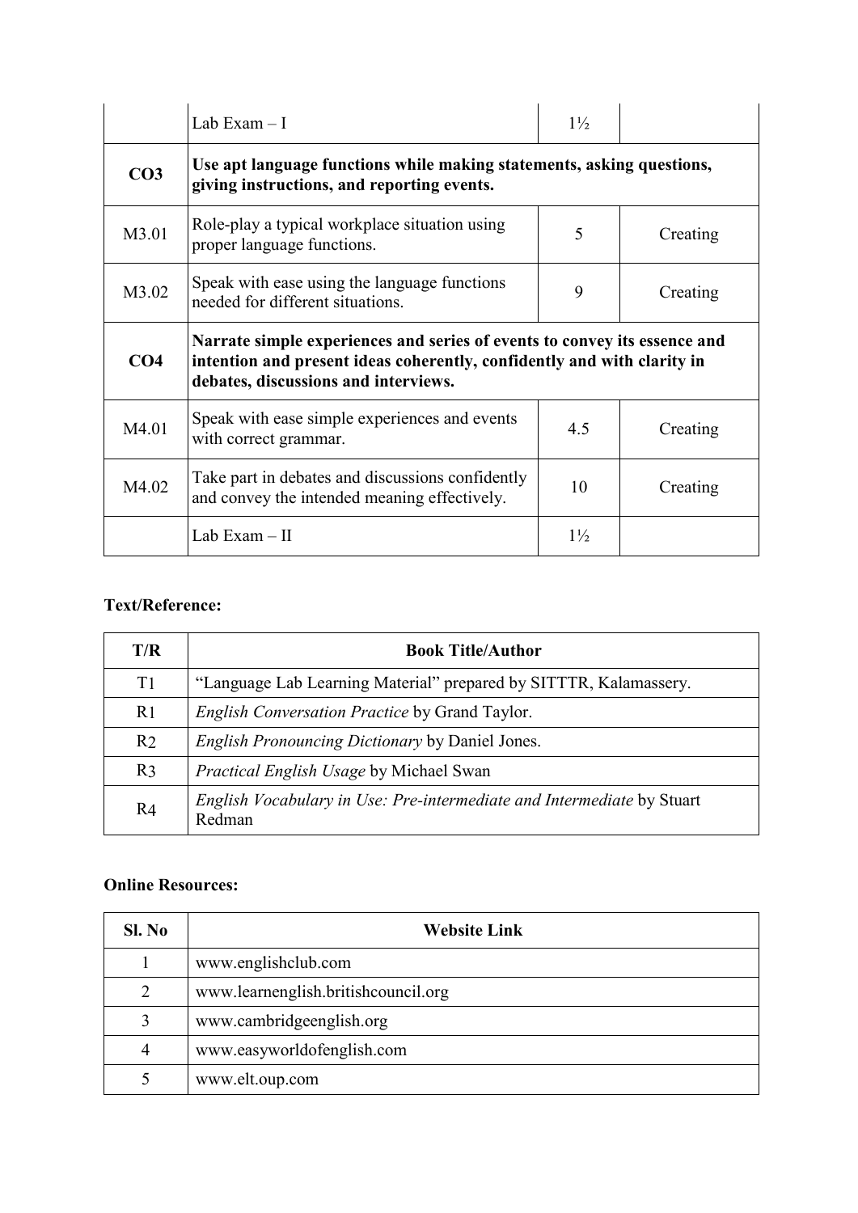| | | | |
|---|---|---|---|
| | Lab Exam – I | 1½ | |
| **CO3** | **Use apt language functions while making statements, asking questions, giving instructions, and reporting events.** | | |
| M3.01 | Role-play a typical workplace situation using proper language functions. | 5 | Creating |
| M3.02 | Speak with ease using the language functions needed for different situations. | 9 | Creating |
| **CO4** | **Narrate simple experiences and series of events to convey its essence and intention and present ideas coherently, confidently and with clarity in debates, discussions and interviews.** | | |
| M4.01 | Speak with ease simple experiences and events with correct grammar. | 4.5 | Creating |
| M4.02 | Take part in debates and discussions confidently and convey the intended meaning effectively. | 10 | Creating |
| | Lab Exam – II | 1½ | |

**Text/Reference:**

| T/R | Book Title/Author |
|---|---|
| T1 | "Language Lab Learning Material" prepared by SITTTR, Kalamassery. |
| R1 | *English Conversation Practice* by Grand Taylor. |
| R2 | *English Pronouncing Dictionary* by Daniel Jones. |
| R3 | *Practical English Usage* by Michael Swan |
| R4 | *English Vocabulary in Use: Pre-intermediate and Intermediate* by Stuart Redman |

**Online Resources:**

| Sl. No | Website Link |
|---|---|
| 1 | www.englishclub.com |
| 2 | www.learnenglish.britishcouncil.org |
| 3 | www.cambridgeenglish.org |
| 4 | www.easyworldofenglish.com |
| 5 | www.elt.oup.com |